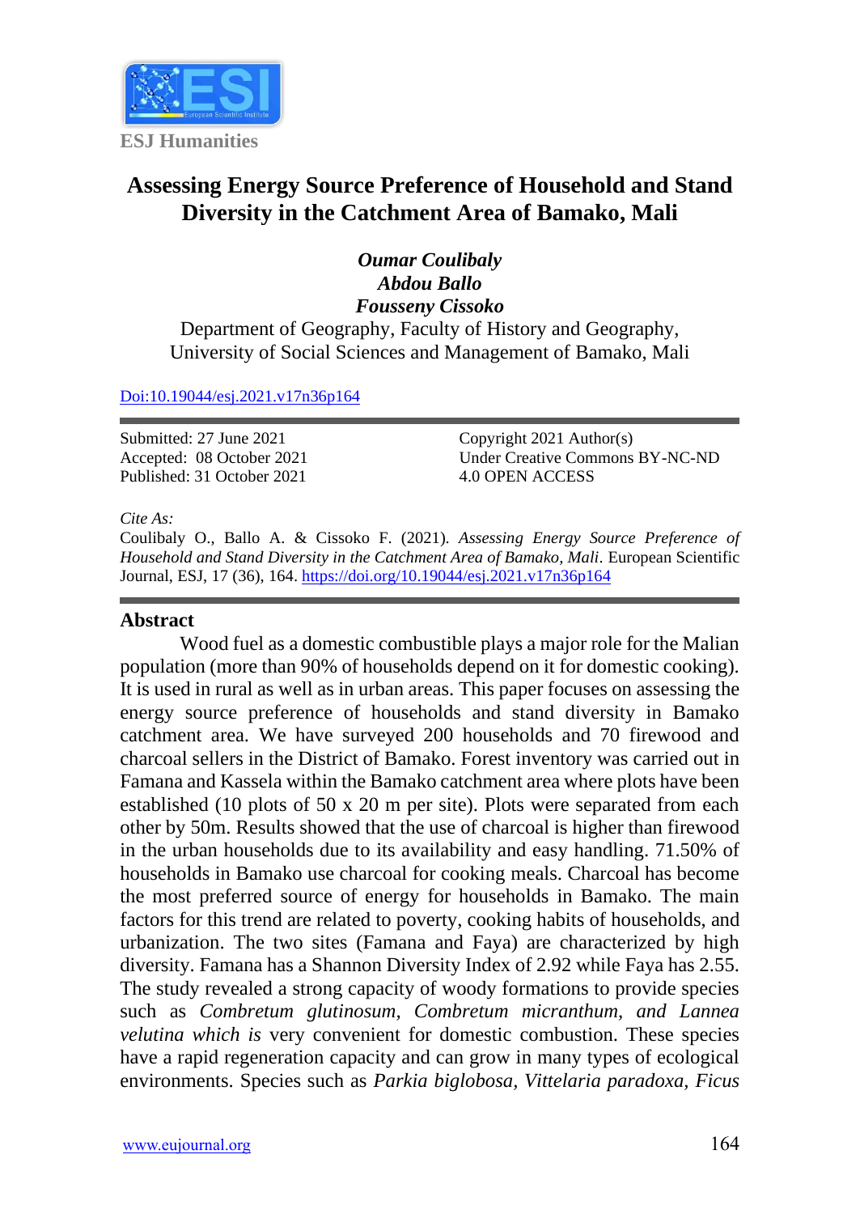ESJ Humanities

# Assessing Energy Source Preference of Household and Stand Diversity in the Catchment Area of Bamako, Mali

***Oumar Coulibaly***
***Abdou Ballo***
***Fousseny Cissoko***

Department of Geography, Faculty of History and Geography, University of Social Sciences and Management of Bamako, Mali

Doi:10.19044/esj.2021.v17n36p164

Submitted: 27 June 2021
Accepted: 08 October 2021
Published: 31 October 2021

Copyright 2021 Author(s)
Under Creative Commons BY-NC-ND 4.0 OPEN ACCESS

*Cite As:*
Coulibaly O., Ballo A. & Cissoko F. (2021). *Assessing Energy Source Preference of Household and Stand Diversity in the Catchment Area of Bamako, Mali*. European Scientific Journal, ESJ, 17 (36), 164. https://doi.org/10.19044/esj.2021.v17n36p164

## Abstract

Wood fuel as a domestic combustible plays a major role for the Malian population (more than 90% of households depend on it for domestic cooking). It is used in rural as well as in urban areas. This paper focuses on assessing the energy source preference of households and stand diversity in Bamako catchment area. We have surveyed 200 households and 70 firewood and charcoal sellers in the District of Bamako. Forest inventory was carried out in Famana and Kassela within the Bamako catchment area where plots have been established (10 plots of 50 x 20 m per site). Plots were separated from each other by 50m. Results showed that the use of charcoal is higher than firewood in the urban households due to its availability and easy handling. 71.50% of households in Bamako use charcoal for cooking meals. Charcoal has become the most preferred source of energy for households in Bamako. The main factors for this trend are related to poverty, cooking habits of households, and urbanization. The two sites (Famana and Faya) are characterized by high diversity. Famana has a Shannon Diversity Index of 2.92 while Faya has 2.55. The study revealed a strong capacity of woody formations to provide species such as *Combretum glutinosum*, *Combretum micranthum, and Lannea velutina which is* very convenient for domestic combustion. These species have a rapid regeneration capacity and can grow in many types of ecological environments. Species such as *Parkia biglobosa, Vittelaria paradoxa, Ficus*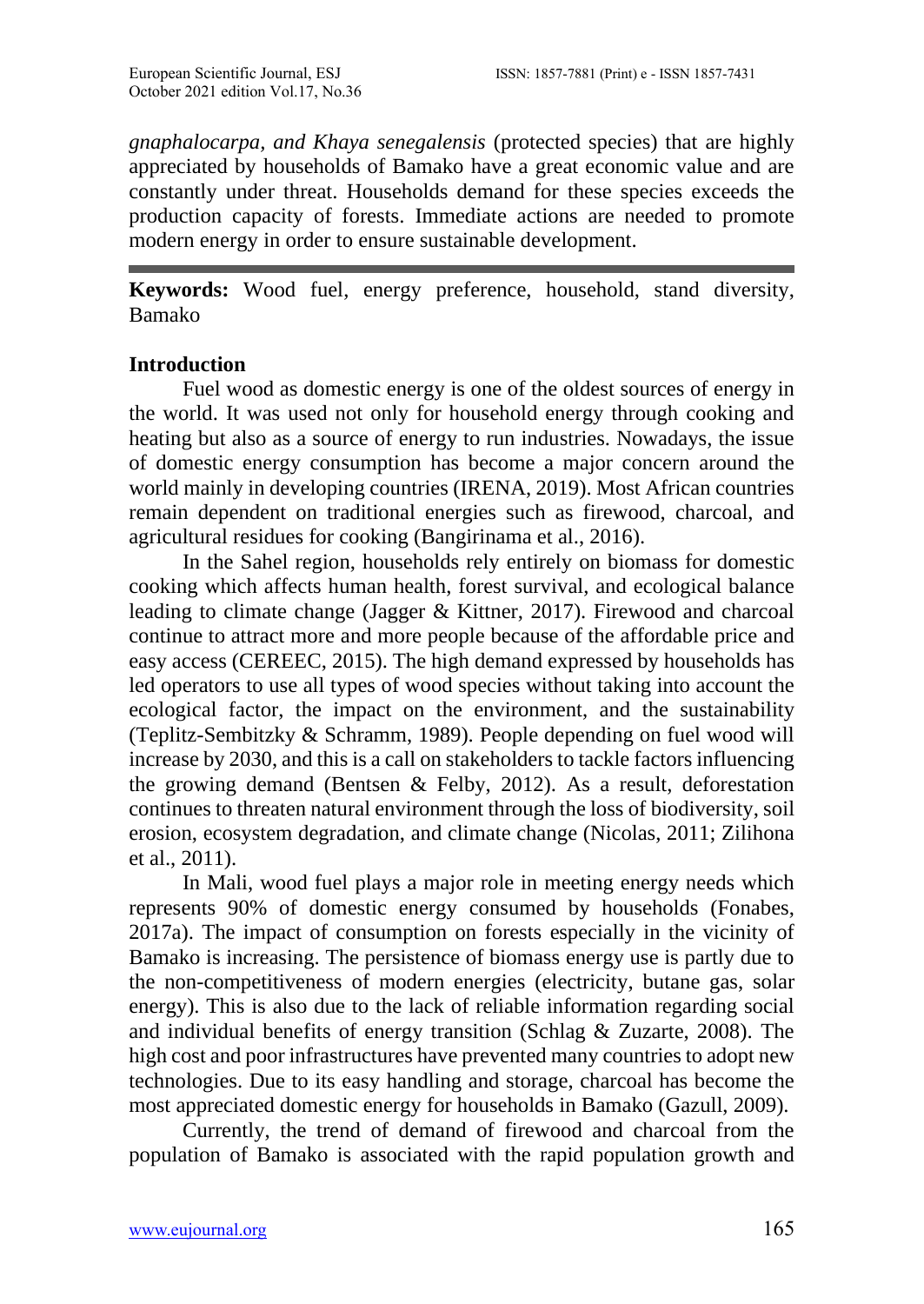*gnaphalocarpa, and Khaya senegalensis* (protected species) that are highly appreciated by households of Bamako have a great economic value and are constantly under threat. Households demand for these species exceeds the production capacity of forests. Immediate actions are needed to promote modern energy in order to ensure sustainable development.

---

**Keywords:** Wood fuel, energy preference, household, stand diversity, Bamako

## Introduction

Fuel wood as domestic energy is one of the oldest sources of energy in the world. It was used not only for household energy through cooking and heating but also as a source of energy to run industries. Nowadays, the issue of domestic energy consumption has become a major concern around the world mainly in developing countries (IRENA, 2019). Most African countries remain dependent on traditional energies such as firewood, charcoal, and agricultural residues for cooking (Bangirinama et al., 2016).

In the Sahel region, households rely entirely on biomass for domestic cooking which affects human health, forest survival, and ecological balance leading to climate change (Jagger & Kittner, 2017). Firewood and charcoal continue to attract more and more people because of the affordable price and easy access (CEREEC, 2015). The high demand expressed by households has led operators to use all types of wood species without taking into account the ecological factor, the impact on the environment, and the sustainability (Teplitz-Sembitzky & Schramm, 1989). People depending on fuel wood will increase by 2030, and this is a call on stakeholders to tackle factors influencing the growing demand (Bentsen & Felby, 2012). As a result, deforestation continues to threaten natural environment through the loss of biodiversity, soil erosion, ecosystem degradation, and climate change (Nicolas, 2011; Zilihona et al., 2011).

In Mali, wood fuel plays a major role in meeting energy needs which represents 90% of domestic energy consumed by households (Fonabes, 2017a). The impact of consumption on forests especially in the vicinity of Bamako is increasing. The persistence of biomass energy use is partly due to the non-competitiveness of modern energies (electricity, butane gas, solar energy). This is also due to the lack of reliable information regarding social and individual benefits of energy transition (Schlag & Zuzarte, 2008). The high cost and poor infrastructures have prevented many countries to adopt new technologies. Due to its easy handling and storage, charcoal has become the most appreciated domestic energy for households in Bamako (Gazull, 2009).

Currently, the trend of demand of firewood and charcoal from the population of Bamako is associated with the rapid population growth and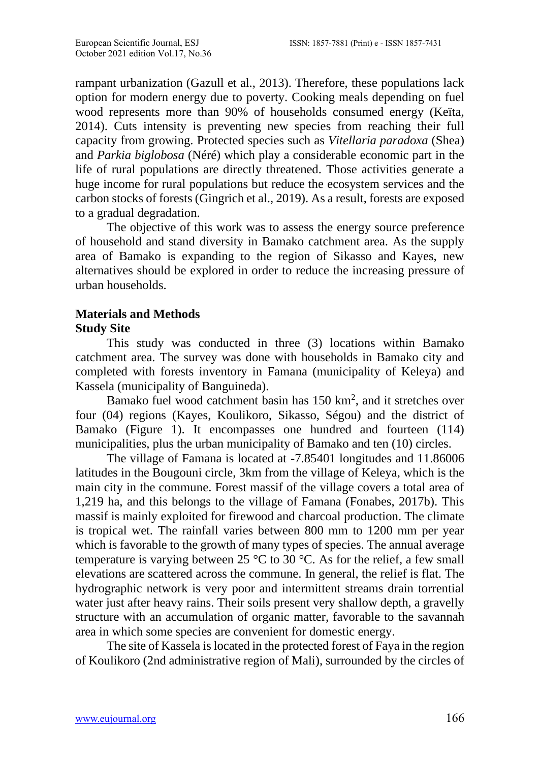rampant urbanization (Gazull et al., 2013). Therefore, these populations lack option for modern energy due to poverty. Cooking meals depending on fuel wood represents more than 90% of households consumed energy (Keïta, 2014). Cuts intensity is preventing new species from reaching their full capacity from growing. Protected species such as *Vitellaria paradoxa* (Shea) and *Parkia biglobosa* (Néré) which play a considerable economic part in the life of rural populations are directly threatened. Those activities generate a huge income for rural populations but reduce the ecosystem services and the carbon stocks of forests (Gingrich et al., 2019). As a result, forests are exposed to a gradual degradation.

The objective of this work was to assess the energy source preference of household and stand diversity in Bamako catchment area. As the supply area of Bamako is expanding to the region of Sikasso and Kayes, new alternatives should be explored in order to reduce the increasing pressure of urban households.

## Materials and Methods

### Study Site

This study was conducted in three (3) locations within Bamako catchment area. The survey was done with households in Bamako city and completed with forests inventory in Famana (municipality of Keleya) and Kassela (municipality of Banguineda).

Bamako fuel wood catchment basin has 150 km$^2$, and it stretches over four (04) regions (Kayes, Koulikoro, Sikasso, Ségou) and the district of Bamako (Figure 1). It encompasses one hundred and fourteen (114) municipalities, plus the urban municipality of Bamako and ten (10) circles.

The village of Famana is located at -7.85401 longitudes and 11.86006 latitudes in the Bougouni circle, 3km from the village of Keleya, which is the main city in the commune. Forest massif of the village covers a total area of 1,219 ha, and this belongs to the village of Famana (Fonabes, 2017b). This massif is mainly exploited for firewood and charcoal production. The climate is tropical wet. The rainfall varies between 800 mm to 1200 mm per year which is favorable to the growth of many types of species. The annual average temperature is varying between 25 °C to 30 °C. As for the relief, a few small elevations are scattered across the commune. In general, the relief is flat. The hydrographic network is very poor and intermittent streams drain torrential water just after heavy rains. Their soils present very shallow depth, a gravelly structure with an accumulation of organic matter, favorable to the savannah area in which some species are convenient for domestic energy.

The site of Kassela is located in the protected forest of Faya in the region of Koulikoro (2nd administrative region of Mali), surrounded by the circles of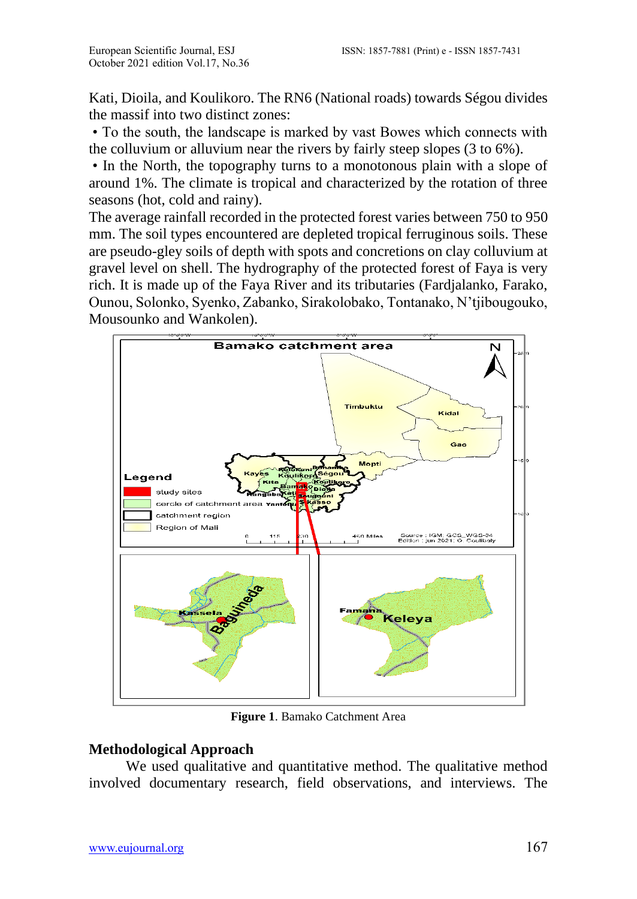Kati, Dioila, and Koulikoro. The RN6 (National roads) towards Ségou divides the massif into two distinct zones:

- To the south, the landscape is marked by vast Bowes which connects with the colluvium or alluvium near the rivers by fairly steep slopes (3 to 6%).
- In the North, the topography turns to a monotonous plain with a slope of around 1%. The climate is tropical and characterized by the rotation of three seasons (hot, cold and rainy).

The average rainfall recorded in the protected forest varies between 750 to 950 mm. The soil types encountered are depleted tropical ferruginous soils. These are pseudo-gley soils of depth with spots and concretions on clay colluvium at gravel level on shell. The hydrography of the protected forest of Faya is very rich. It is made up of the Faya River and its tributaries (Fardjalanko, Farako, Ounou, Solonko, Syenko, Zabanko, Sirakolobako, Tontanako, N'tjibougouko, Mousounko and Wankolen).

**Figure 1**. Bamako Catchment Area

## Methodological Approach

We used qualitative and quantitative method. The qualitative method involved documentary research, field observations, and interviews. The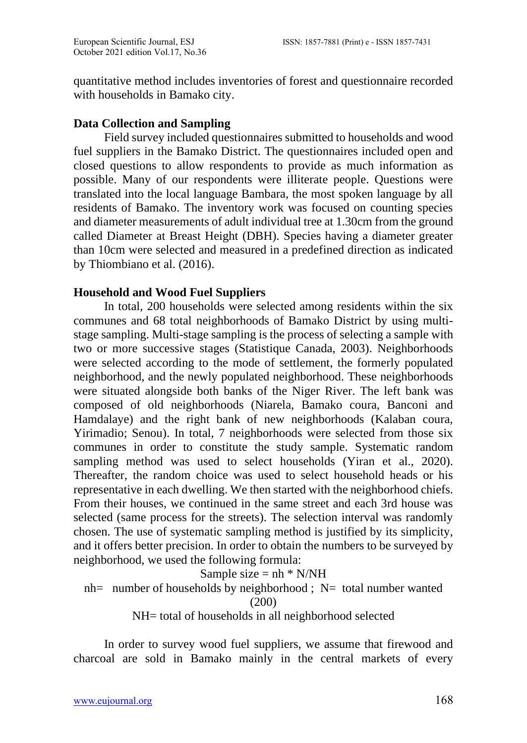quantitative method includes inventories of forest and questionnaire recorded with households in Bamako city.

### Data Collection and Sampling

Field survey included questionnaires submitted to households and wood fuel suppliers in the Bamako District. The questionnaires included open and closed questions to allow respondents to provide as much information as possible. Many of our respondents were illiterate people. Questions were translated into the local language Bambara, the most spoken language by all residents of Bamako. The inventory work was focused on counting species and diameter measurements of adult individual tree at 1.30cm from the ground called Diameter at Breast Height (DBH). Species having a diameter greater than 10cm were selected and measured in a predefined direction as indicated by Thiombiano et al. (2016).

### Household and Wood Fuel Suppliers

In total, 200 households were selected among residents within the six communes and 68 total neighborhoods of Bamako District by using multi-stage sampling. Multi-stage sampling is the process of selecting a sample with two or more successive stages (Statistique Canada, 2003). Neighborhoods were selected according to the mode of settlement, the formerly populated neighborhood, and the newly populated neighborhood. These neighborhoods were situated alongside both banks of the Niger River. The left bank was composed of old neighborhoods (Niarela, Bamako coura, Banconi and Hamdalaye) and the right bank of new neighborhoods (Kalaban coura, Yirimadio; Senou). In total, 7 neighborhoods were selected from those six communes in order to constitute the study sample. Systematic random sampling method was used to select households (Yiran et al., 2020). Thereafter, the random choice was used to select household heads or his representative in each dwelling. We then started with the neighborhood chiefs. From their houses, we continued in the same street and each 3rd house was selected (same process for the streets). The selection interval was randomly chosen. The use of systematic sampling method is justified by its simplicity, and it offers better precision. In order to obtain the numbers to be surveyed by neighborhood, we used the following formula:

$$\text{Sample size} = nh * N/NH$$

nh= number of households by neighborhood ; N= total number wanted (200)

NH= total of households in all neighborhood selected

In order to survey wood fuel suppliers, we assume that firewood and charcoal are sold in Bamako mainly in the central markets of every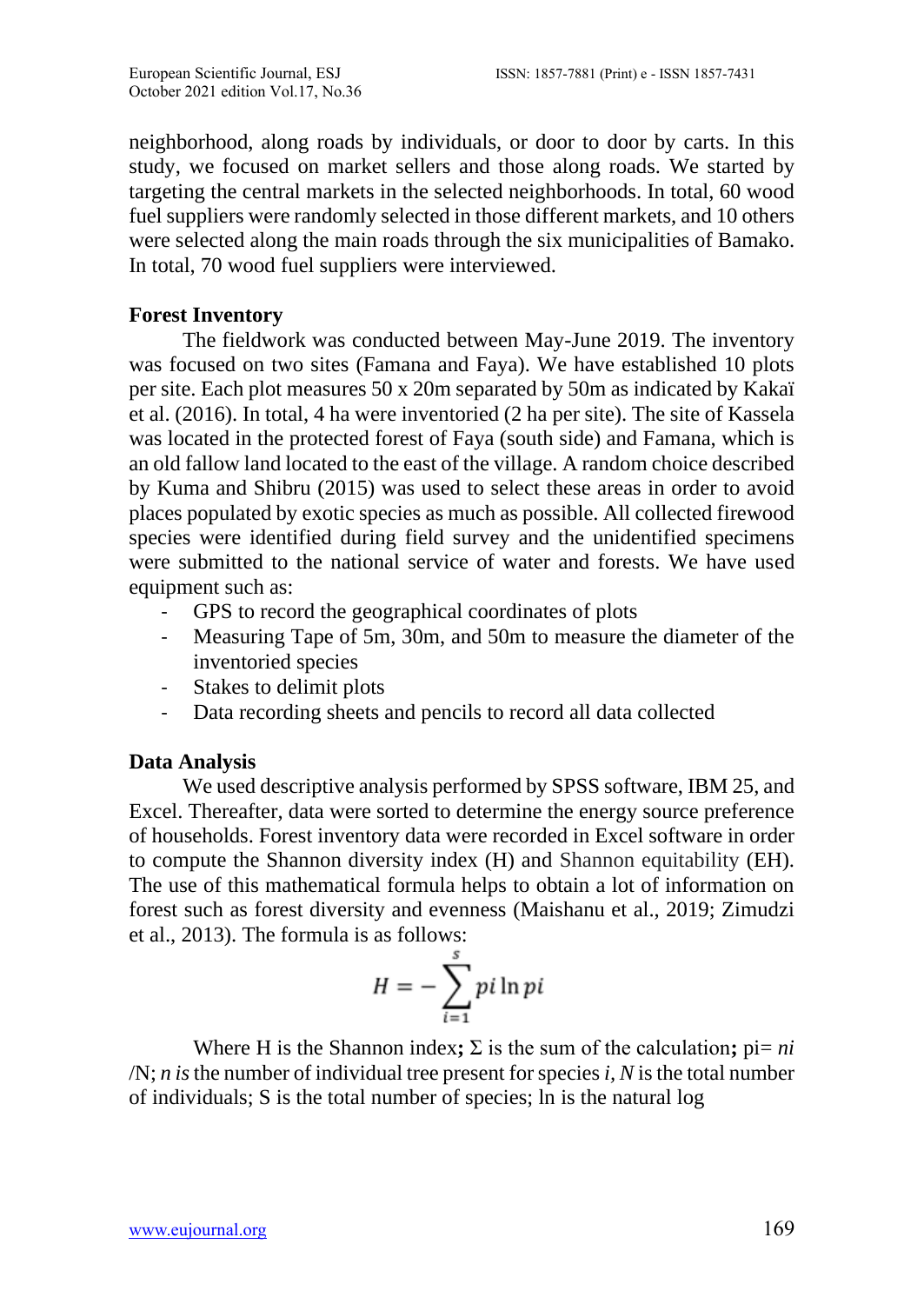neighborhood, along roads by individuals, or door to door by carts. In this study, we focused on market sellers and those along roads. We started by targeting the central markets in the selected neighborhoods. In total, 60 wood fuel suppliers were randomly selected in those different markets, and 10 others were selected along the main roads through the six municipalities of Bamako. In total, 70 wood fuel suppliers were interviewed.

**Forest Inventory**

The fieldwork was conducted between May-June 2019. The inventory was focused on two sites (Famana and Faya). We have established 10 plots per site. Each plot measures 50 x 20m separated by 50m as indicated by Kakaï et al. (2016). In total, 4 ha were inventoried (2 ha per site). The site of Kassela was located in the protected forest of Faya (south side) and Famana, which is an old fallow land located to the east of the village. A random choice described by Kuma and Shibru (2015) was used to select these areas in order to avoid places populated by exotic species as much as possible. All collected firewood species were identified during field survey and the unidentified specimens were submitted to the national service of water and forests. We have used equipment such as:

- GPS to record the geographical coordinates of plots
- Measuring Tape of 5m, 30m, and 50m to measure the diameter of the inventoried species
- Stakes to delimit plots
- Data recording sheets and pencils to record all data collected

**Data Analysis**

We used descriptive analysis performed by SPSS software, IBM 25, and Excel. Thereafter, data were sorted to determine the energy source preference of households. Forest inventory data were recorded in Excel software in order to compute the Shannon diversity index (H) and Shannon equitability (EH). The use of this mathematical formula helps to obtain a lot of information on forest such as forest diversity and evenness (Maishanu et al., 2019; Zimudzi et al., 2013). The formula is as follows:

$$H = -\sum_{i=1}^{s} pi \ln pi$$

Where H is the Shannon index**;** Σ is the sum of the calculation**;** pi= *ni* /N; *n is* the number of individual tree present for species *i*, *N* is the total number of individuals; S is the total number of species; ln is the natural log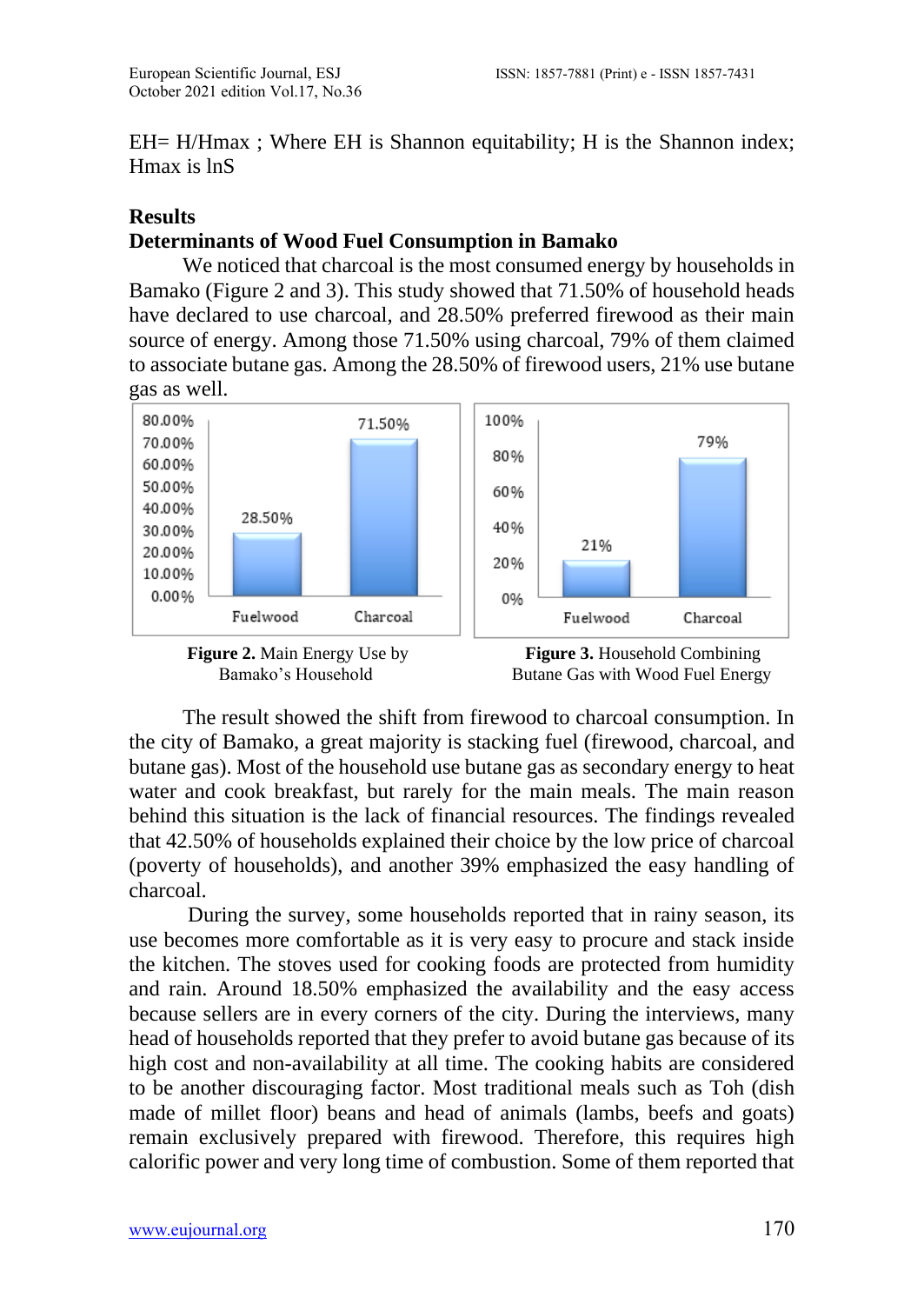EH= H/Hmax ; Where EH is Shannon equitability; H is the Shannon index; Hmax is lnS

## Results

### Determinants of Wood Fuel Consumption in Bamako

We noticed that charcoal is the most consumed energy by households in Bamako (Figure 2 and 3). This study showed that 71.50% of household heads have declared to use charcoal, and 28.50% preferred firewood as their main source of energy. Among those 71.50% using charcoal, 79% of them claimed to associate butane gas. Among the 28.50% of firewood users, 21% use butane gas as well.

| | Fuelwood | Charcoal |
|---|---|---|
| Main Energy Use | 28.50% | 71.50% |

**Figure 2.** Main Energy Use by Bamako's Household

| | Fuelwood | Charcoal |
|---|---|---|
| Combining Butane Gas | 21% | 79% |

**Figure 3.** Household Combining Butane Gas with Wood Fuel Energy

The result showed the shift from firewood to charcoal consumption. In the city of Bamako, a great majority is stacking fuel (firewood, charcoal, and butane gas). Most of the household use butane gas as secondary energy to heat water and cook breakfast, but rarely for the main meals. The main reason behind this situation is the lack of financial resources. The findings revealed that 42.50% of households explained their choice by the low price of charcoal (poverty of households), and another 39% emphasized the easy handling of charcoal.

During the survey, some households reported that in rainy season, its use becomes more comfortable as it is very easy to procure and stack inside the kitchen. The stoves used for cooking foods are protected from humidity and rain. Around 18.50% emphasized the availability and the easy access because sellers are in every corners of the city. During the interviews, many head of households reported that they prefer to avoid butane gas because of its high cost and non-availability at all time. The cooking habits are considered to be another discouraging factor. Most traditional meals such as Toh (dish made of millet floor) beans and head of animals (lambs, beefs and goats) remain exclusively prepared with firewood. Therefore, this requires high calorific power and very long time of combustion. Some of them reported that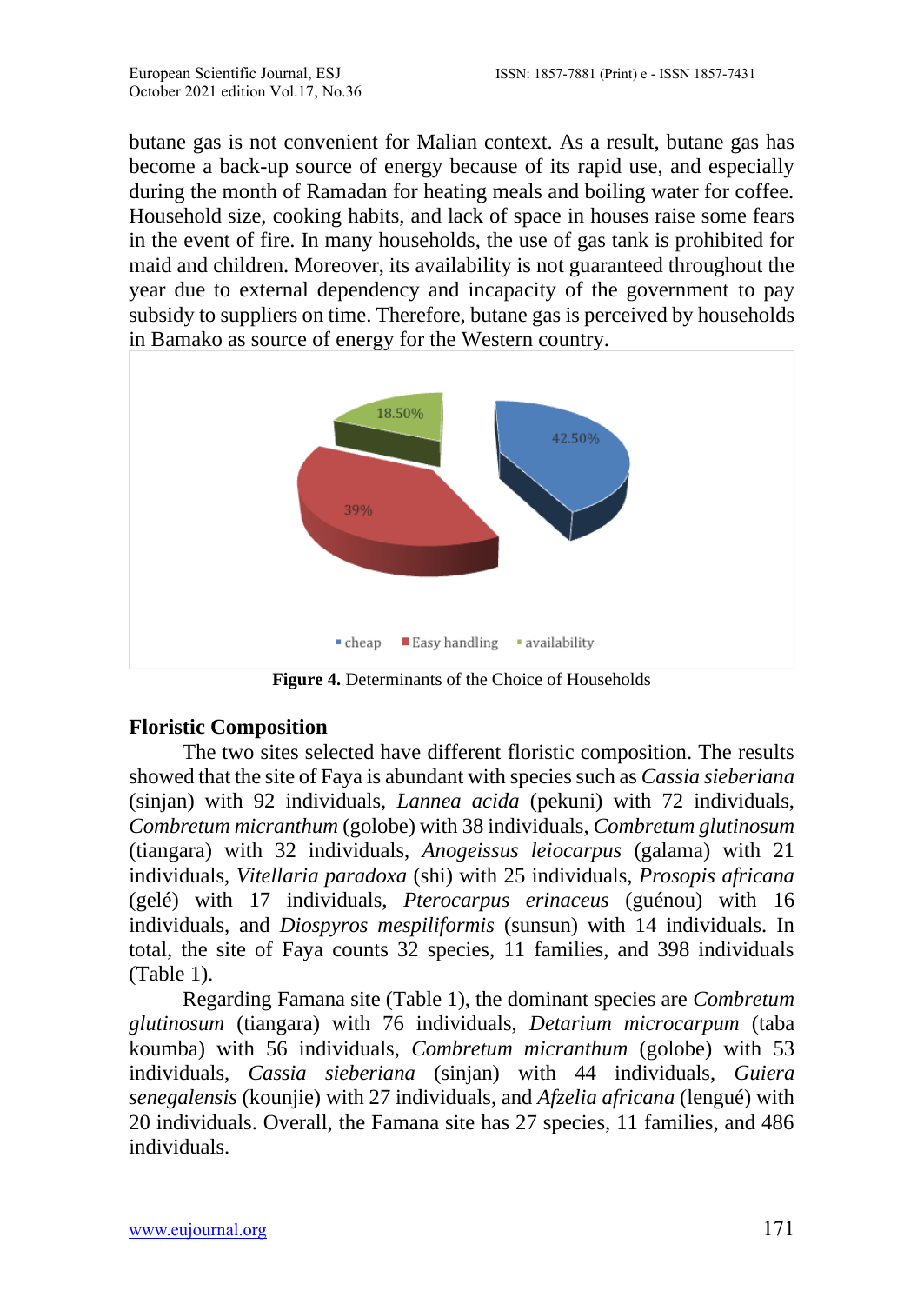butane gas is not convenient for Malian context. As a result, butane gas has become a back-up source of energy because of its rapid use, and especially during the month of Ramadan for heating meals and boiling water for coffee. Household size, cooking habits, and lack of space in houses raise some fears in the event of fire. In many households, the use of gas tank is prohibited for maid and children. Moreover, its availability is not guaranteed throughout the year due to external dependency and incapacity of the government to pay subsidy to suppliers on time. Therefore, butane gas is perceived by households in Bamako as source of energy for the Western country.

**Figure 4.** Determinants of the Choice of Households

## Floristic Composition

The two sites selected have different floristic composition. The results showed that the site of Faya is abundant with species such as *Cassia sieberiana* (sinjan) with 92 individuals, *Lannea acida* (pekuni) with 72 individuals, *Combretum micranthum* (golobe) with 38 individuals, *Combretum glutinosum* (tiangara) with 32 individuals, *Anogeissus leiocarpus* (galama) with 21 individuals, *Vitellaria paradoxa* (shi) with 25 individuals, *Prosopis africana* (gelé) with 17 individuals, *Pterocarpus erinaceus* (guénou) with 16 individuals, and *Diospyros mespiliformis* (sunsun) with 14 individuals. In total, the site of Faya counts 32 species, 11 families, and 398 individuals (Table 1).

Regarding Famana site (Table 1), the dominant species are *Combretum glutinosum* (tiangara) with 76 individuals, *Detarium microcarpum* (taba koumba) with 56 individuals, *Combretum micranthum* (golobe) with 53 individuals, *Cassia sieberiana* (sinjan) with 44 individuals, *Guiera senegalensis* (kounjie) with 27 individuals, and *Afzelia africana* (lengué) with 20 individuals. Overall, the Famana site has 27 species, 11 families, and 486 individuals.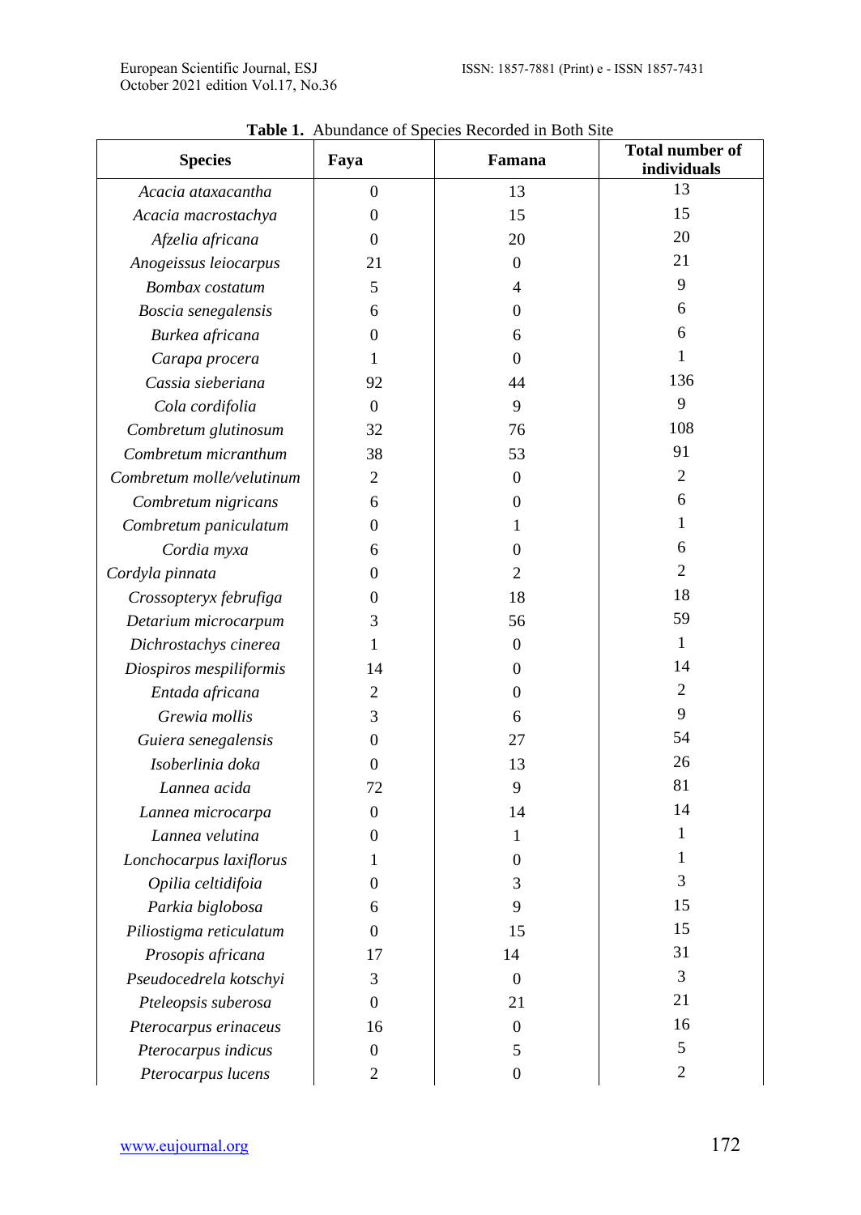**Table 1.** Abundance of Species Recorded in Both Site

| Species | Faya | Famana | Total number of individuals |
|---|---|---|---|
| *Acacia ataxacantha* | 0 | 13 | 13 |
| *Acacia macrostachya* | 0 | 15 | 15 |
| *Afzelia africana* | 0 | 20 | 20 |
| *Anogeissus leiocarpus* | 21 | 0 | 21 |
| *Bombax costatum* | 5 | 4 | 9 |
| *Boscia senegalensis* | 6 | 0 | 6 |
| *Burkea africana* | 0 | 6 | 6 |
| *Carapa procera* | 1 | 0 | 1 |
| *Cassia sieberiana* | 92 | 44 | 136 |
| *Cola cordifolia* | 0 | 9 | 9 |
| *Combretum glutinosum* | 32 | 76 | 108 |
| *Combretum micranthum* | 38 | 53 | 91 |
| *Combretum molle/velutinum* | 2 | 0 | 2 |
| *Combretum nigricans* | 6 | 0 | 6 |
| *Combretum paniculatum* | 0 | 1 | 1 |
| *Cordia myxa* | 6 | 0 | 6 |
| *Cordyla pinnata* | 0 | 2 | 2 |
| *Crossopteryx februfiga* | 0 | 18 | 18 |
| *Detarium microcarpum* | 3 | 56 | 59 |
| *Dichrostachys cinerea* | 1 | 0 | 1 |
| *Diospiros mespiliformis* | 14 | 0 | 14 |
| *Entada africana* | 2 | 0 | 2 |
| *Grewia mollis* | 3 | 6 | 9 |
| *Guiera senegalensis* | 0 | 27 | 54 |
| *Isoberlinia doka* | 0 | 13 | 26 |
| *Lannea acida* | 72 | 9 | 81 |
| *Lannea microcarpa* | 0 | 14 | 14 |
| *Lannea velutina* | 0 | 1 | 1 |
| *Lonchocarpus laxiflorus* | 1 | 0 | 1 |
| *Opilia celtidifoia* | 0 | 3 | 3 |
| *Parkia biglobosa* | 6 | 9 | 15 |
| *Piliostigma reticulatum* | 0 | 15 | 15 |
| *Prosopis africana* | 17 | 14 | 31 |
| *Pseudocedrela kotschyi* | 3 | 0 | 3 |
| *Pteleopsis suberosa* | 0 | 21 | 21 |
| *Pterocarpus erinaceus* | 16 | 0 | 16 |
| *Pterocarpus indicus* | 0 | 5 | 5 |
| *Pterocarpus lucens* | 2 | 0 | 2 |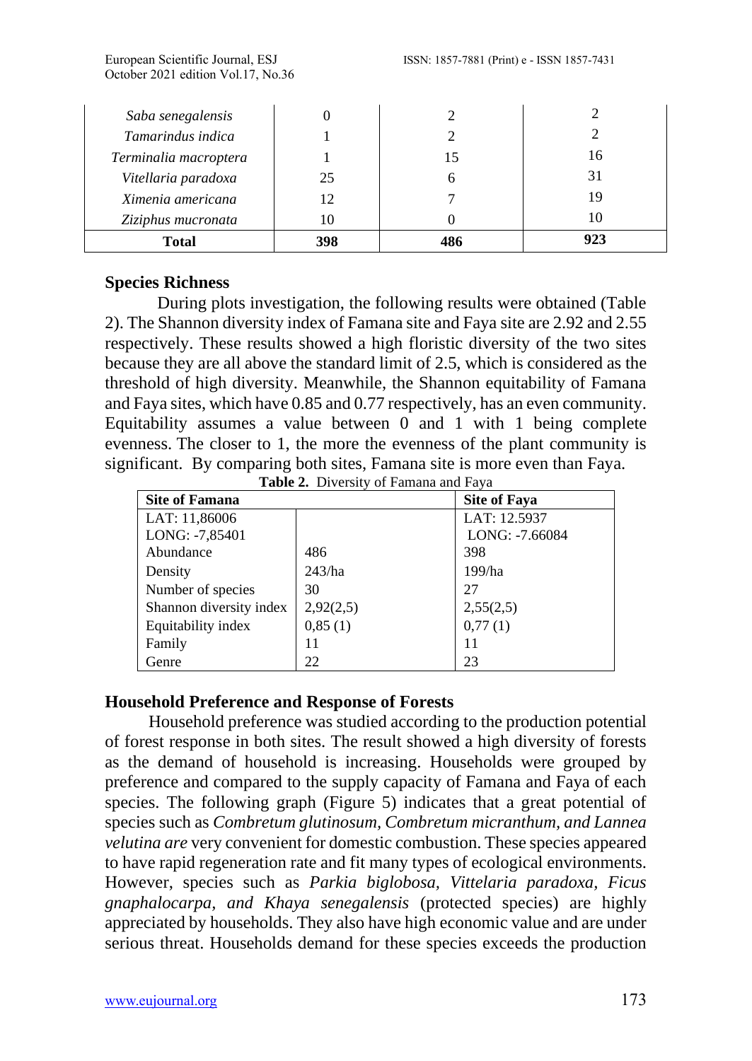| Saba senegalensis | 0 | 2 | 2 |
|---|---|---|---|
| Tamarindus indica | 1 | 2 | 2 |
| Terminalia macroptera | 1 | 15 | 16 |
| Vitellaria paradoxa | 25 | 6 | 31 |
| Ximenia americana | 12 | 7 | 19 |
| Ziziphus mucronata | 10 | 0 | 10 |
| **Total** | **398** | **486** | **923** |

### Species Richness

During plots investigation, the following results were obtained (Table 2). The Shannon diversity index of Famana site and Faya site are 2.92 and 2.55 respectively. These results showed a high floristic diversity of the two sites because they are all above the standard limit of 2.5, which is considered as the threshold of high diversity. Meanwhile, the Shannon equitability of Famana and Faya sites, which have 0.85 and 0.77 respectively, has an even community. Equitability assumes a value between 0 and 1 with 1 being complete evenness. The closer to 1, the more the evenness of the plant community is significant. By comparing both sites, Famana site is more even than Faya.

**Table 2.** Diversity of Famana and Faya

| Site of Famana | | Site of Faya |
|---|---|---|
| LAT: 11,86006 | | LAT: 12.5937 |
| LONG: -7,85401 | | LONG: -7.66084 |
| Abundance | 486 | 398 |
| Density | 243/ha | 199/ha |
| Number of species | 30 | 27 |
| Shannon diversity index | 2,92(2,5) | 2,55(2,5) |
| Equitability index | 0,85 (1) | 0,77 (1) |
| Family | 11 | 11 |
| Genre | 22 | 23 |

### Household Preference and Response of Forests

Household preference was studied according to the production potential of forest response in both sites. The result showed a high diversity of forests as the demand of household is increasing. Households were grouped by preference and compared to the supply capacity of Famana and Faya of each species. The following graph (Figure 5) indicates that a great potential of species such as *Combretum glutinosum, Combretum micranthum, and Lannea velutina are* very convenient for domestic combustion. These species appeared to have rapid regeneration rate and fit many types of ecological environments. However, species such as *Parkia biglobosa, Vittelaria paradoxa, Ficus gnaphalocarpa, and Khaya senegalensis* (protected species) are highly appreciated by households. They also have high economic value and are under serious threat. Households demand for these species exceeds the production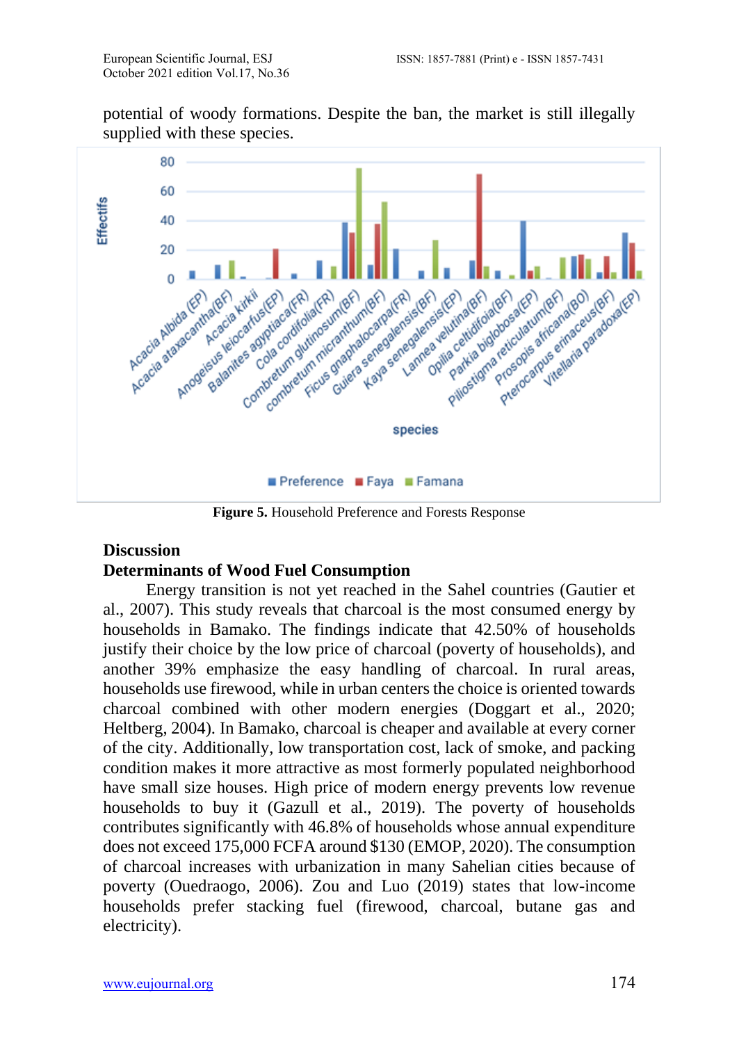potential of woody formations. Despite the ban, the market is still illegally supplied with these species.

**Figure 5.** Household Preference and Forests Response

# Discussion

## Determinants of Wood Fuel Consumption

Energy transition is not yet reached in the Sahel countries (Gautier et al., 2007). This study reveals that charcoal is the most consumed energy by households in Bamako. The findings indicate that 42.50% of households justify their choice by the low price of charcoal (poverty of households), and another 39% emphasize the easy handling of charcoal. In rural areas, households use firewood, while in urban centers the choice is oriented towards charcoal combined with other modern energies (Doggart et al., 2020; Heltberg, 2004). In Bamako, charcoal is cheaper and available at every corner of the city. Additionally, low transportation cost, lack of smoke, and packing condition makes it more attractive as most formerly populated neighborhood have small size houses. High price of modern energy prevents low revenue households to buy it (Gazull et al., 2019). The poverty of households contributes significantly with 46.8% of households whose annual expenditure does not exceed 175,000 FCFA around $130 (EMOP, 2020). The consumption of charcoal increases with urbanization in many Sahelian cities because of poverty (Ouedraogo, 2006). Zou and Luo (2019) states that low-income households prefer stacking fuel (firewood, charcoal, butane gas and electricity).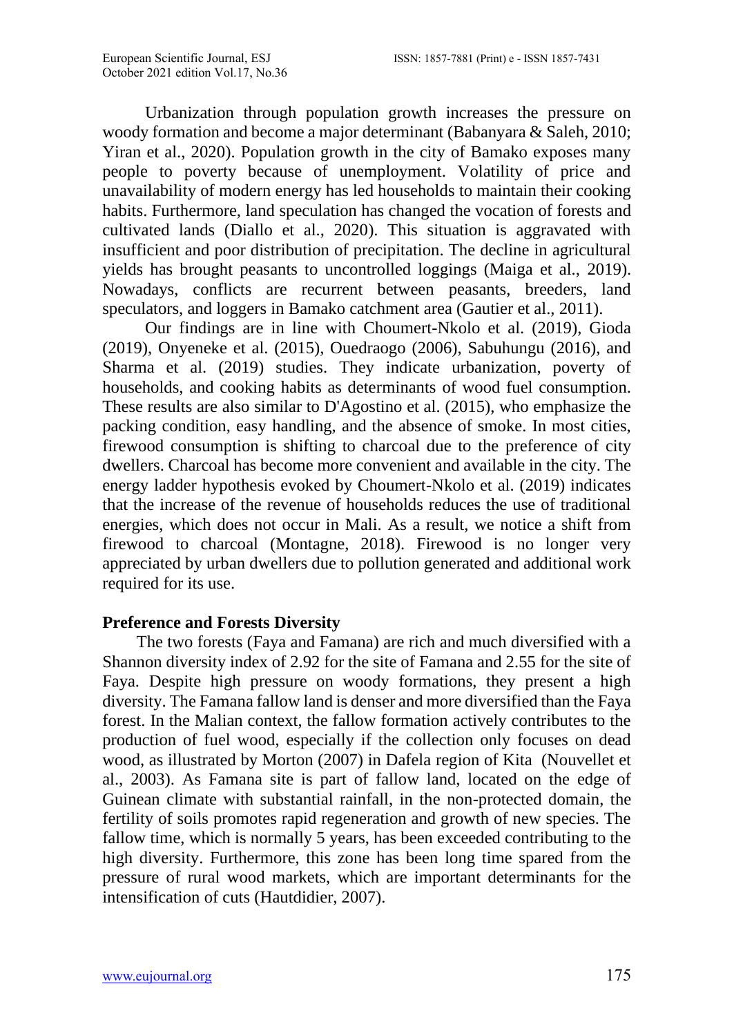Urbanization through population growth increases the pressure on woody formation and become a major determinant (Babanyara & Saleh, 2010; Yiran et al., 2020). Population growth in the city of Bamako exposes many people to poverty because of unemployment. Volatility of price and unavailability of modern energy has led households to maintain their cooking habits. Furthermore, land speculation has changed the vocation of forests and cultivated lands (Diallo et al., 2020). This situation is aggravated with insufficient and poor distribution of precipitation. The decline in agricultural yields has brought peasants to uncontrolled loggings (Maiga et al., 2019). Nowadays, conflicts are recurrent between peasants, breeders, land speculators, and loggers in Bamako catchment area (Gautier et al., 2011).

Our findings are in line with Choumert-Nkolo et al. (2019), Gioda (2019), Onyeneke et al. (2015), Ouedraogo (2006), Sabuhungu (2016), and Sharma et al. (2019) studies. They indicate urbanization, poverty of households, and cooking habits as determinants of wood fuel consumption. These results are also similar to D'Agostino et al. (2015), who emphasize the packing condition, easy handling, and the absence of smoke. In most cities, firewood consumption is shifting to charcoal due to the preference of city dwellers. Charcoal has become more convenient and available in the city. The energy ladder hypothesis evoked by Choumert-Nkolo et al. (2019) indicates that the increase of the revenue of households reduces the use of traditional energies, which does not occur in Mali. As a result, we notice a shift from firewood to charcoal (Montagne, 2018). Firewood is no longer very appreciated by urban dwellers due to pollution generated and additional work required for its use.

## Preference and Forests Diversity

The two forests (Faya and Famana) are rich and much diversified with a Shannon diversity index of 2.92 for the site of Famana and 2.55 for the site of Faya. Despite high pressure on woody formations, they present a high diversity. The Famana fallow land is denser and more diversified than the Faya forest. In the Malian context, the fallow formation actively contributes to the production of fuel wood, especially if the collection only focuses on dead wood, as illustrated by Morton (2007) in Dafela region of Kita (Nouvellet et al., 2003). As Famana site is part of fallow land, located on the edge of Guinean climate with substantial rainfall, in the non-protected domain, the fertility of soils promotes rapid regeneration and growth of new species. The fallow time, which is normally 5 years, has been exceeded contributing to the high diversity. Furthermore, this zone has been long time spared from the pressure of rural wood markets, which are important determinants for the intensification of cuts (Hautdidier, 2007).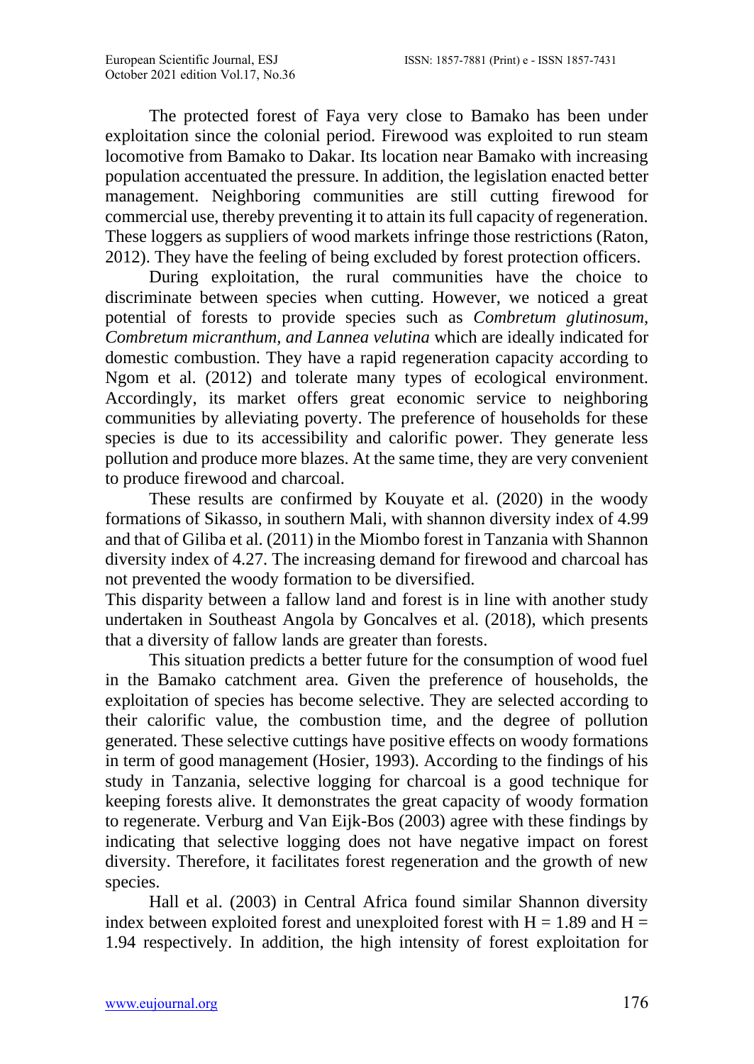The protected forest of Faya very close to Bamako has been under exploitation since the colonial period. Firewood was exploited to run steam locomotive from Bamako to Dakar. Its location near Bamako with increasing population accentuated the pressure. In addition, the legislation enacted better management. Neighboring communities are still cutting firewood for commercial use, thereby preventing it to attain its full capacity of regeneration. These loggers as suppliers of wood markets infringe those restrictions (Raton, 2012). They have the feeling of being excluded by forest protection officers.

During exploitation, the rural communities have the choice to discriminate between species when cutting. However, we noticed a great potential of forests to provide species such as *Combretum glutinosum, Combretum micranthum, and Lannea velutina* which are ideally indicated for domestic combustion. They have a rapid regeneration capacity according to Ngom et al. (2012) and tolerate many types of ecological environment. Accordingly, its market offers great economic service to neighboring communities by alleviating poverty. The preference of households for these species is due to its accessibility and calorific power. They generate less pollution and produce more blazes. At the same time, they are very convenient to produce firewood and charcoal.

These results are confirmed by Kouyate et al. (2020) in the woody formations of Sikasso, in southern Mali, with shannon diversity index of 4.99 and that of Giliba et al. (2011) in the Miombo forest in Tanzania with Shannon diversity index of 4.27. The increasing demand for firewood and charcoal has not prevented the woody formation to be diversified.

This disparity between a fallow land and forest is in line with another study undertaken in Southeast Angola by Goncalves et al. (2018), which presents that a diversity of fallow lands are greater than forests.

This situation predicts a better future for the consumption of wood fuel in the Bamako catchment area. Given the preference of households, the exploitation of species has become selective. They are selected according to their calorific value, the combustion time, and the degree of pollution generated. These selective cuttings have positive effects on woody formations in term of good management (Hosier, 1993). According to the findings of his study in Tanzania, selective logging for charcoal is a good technique for keeping forests alive. It demonstrates the great capacity of woody formation to regenerate. Verburg and Van Eijk-Bos (2003) agree with these findings by indicating that selective logging does not have negative impact on forest diversity. Therefore, it facilitates forest regeneration and the growth of new species.

Hall et al. (2003) in Central Africa found similar Shannon diversity index between exploited forest and unexploited forest with $H = 1.89$ and $H = 1.94$ respectively. In addition, the high intensity of forest exploitation for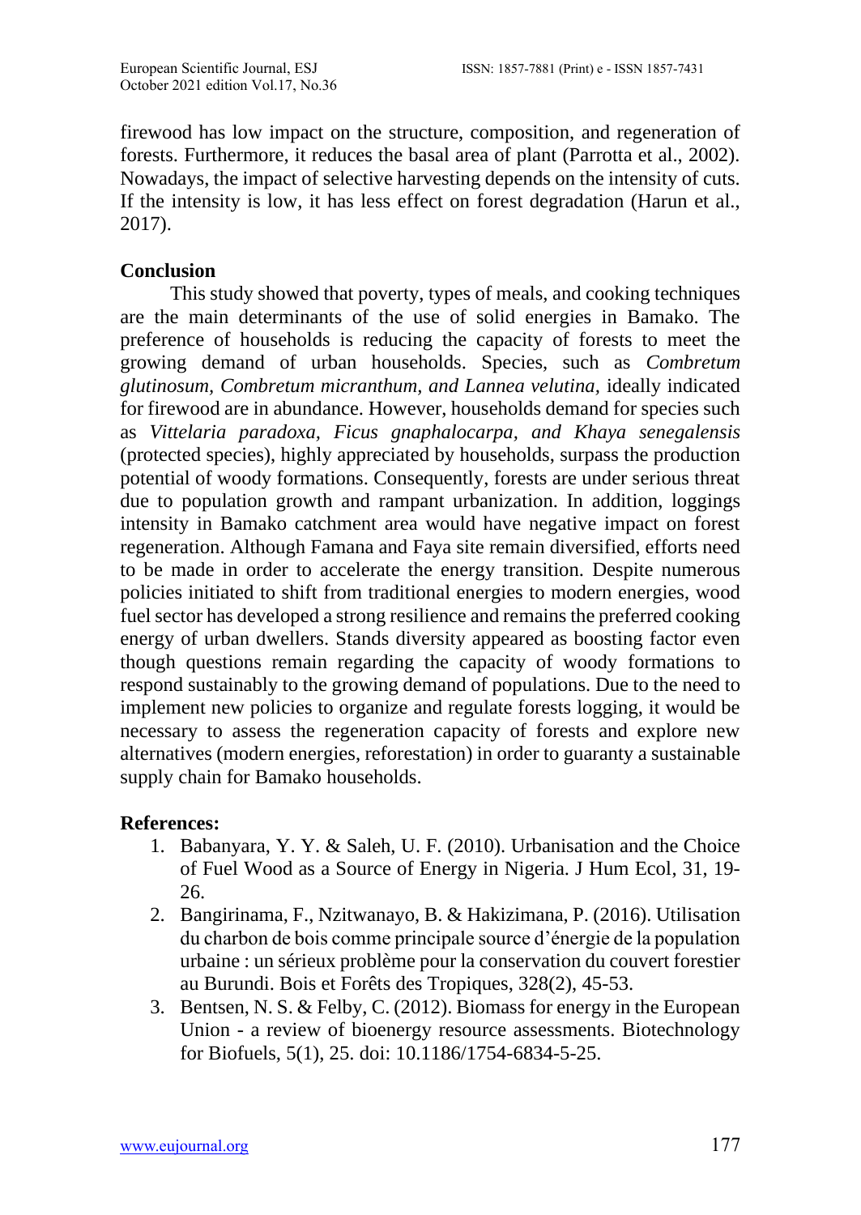firewood has low impact on the structure, composition, and regeneration of forests. Furthermore, it reduces the basal area of plant (Parrotta et al., 2002). Nowadays, the impact of selective harvesting depends on the intensity of cuts. If the intensity is low, it has less effect on forest degradation (Harun et al., 2017).

## Conclusion

This study showed that poverty, types of meals, and cooking techniques are the main determinants of the use of solid energies in Bamako. The preference of households is reducing the capacity of forests to meet the growing demand of urban households. Species, such as *Combretum glutinosum, Combretum micranthum, and Lannea velutina,* ideally indicated for firewood are in abundance. However, households demand for species such as *Vittelaria paradoxa, Ficus gnaphalocarpa, and Khaya senegalensis* (protected species), highly appreciated by households, surpass the production potential of woody formations. Consequently, forests are under serious threat due to population growth and rampant urbanization. In addition, loggings intensity in Bamako catchment area would have negative impact on forest regeneration. Although Famana and Faya site remain diversified, efforts need to be made in order to accelerate the energy transition. Despite numerous policies initiated to shift from traditional energies to modern energies, wood fuel sector has developed a strong resilience and remains the preferred cooking energy of urban dwellers. Stands diversity appeared as boosting factor even though questions remain regarding the capacity of woody formations to respond sustainably to the growing demand of populations. Due to the need to implement new policies to organize and regulate forests logging, it would be necessary to assess the regeneration capacity of forests and explore new alternatives (modern energies, reforestation) in order to guaranty a sustainable supply chain for Bamako households.

## References:

1. Babanyara, Y. Y. & Saleh, U. F. (2010). Urbanisation and the Choice of Fuel Wood as a Source of Energy in Nigeria. J Hum Ecol, 31, 19-26.
2. Bangirinama, F., Nzitwanayo, B. & Hakizimana, P. (2016). Utilisation du charbon de bois comme principale source d'énergie de la population urbaine : un sérieux problème pour la conservation du couvert forestier au Burundi. Bois et Forêts des Tropiques, 328(2), 45-53.
3. Bentsen, N. S. & Felby, C. (2012). Biomass for energy in the European Union - a review of bioenergy resource assessments. Biotechnology for Biofuels, 5(1), 25. doi: 10.1186/1754-6834-5-25.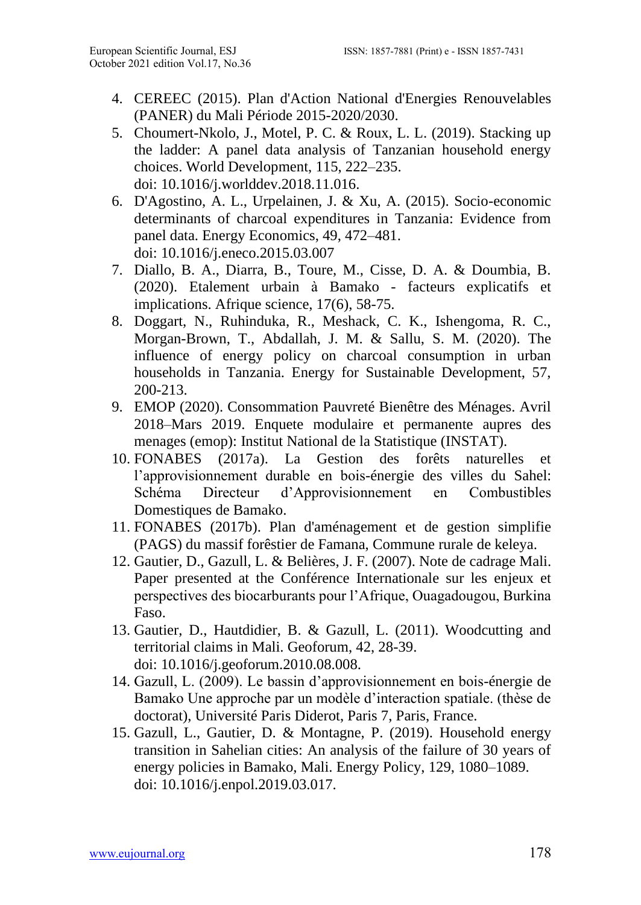4. CEREEC (2015). Plan d'Action National d'Energies Renouvelables (PANER) du Mali Période 2015-2020/2030.
5. Choumert-Nkolo, J., Motel, P. C. & Roux, L. L. (2019). Stacking up the ladder: A panel data analysis of Tanzanian household energy choices. World Development, 115, 222–235. doi: 10.1016/j.worlddev.2018.11.016.
6. D'Agostino, A. L., Urpelainen, J. & Xu, A. (2015). Socio-economic determinants of charcoal expenditures in Tanzania: Evidence from panel data. Energy Economics, 49, 472–481. doi: 10.1016/j.eneco.2015.03.007
7. Diallo, B. A., Diarra, B., Toure, M., Cisse, D. A. & Doumbia, B. (2020). Etalement urbain à Bamako - facteurs explicatifs et implications. Afrique science, 17(6), 58-75.
8. Doggart, N., Ruhinduka, R., Meshack, C. K., Ishengoma, R. C., Morgan-Brown, T., Abdallah, J. M. & Sallu, S. M. (2020). The influence of energy policy on charcoal consumption in urban households in Tanzania. Energy for Sustainable Development, 57, 200-213.
9. EMOP (2020). Consommation Pauvreté Bienêtre des Ménages. Avril 2018–Mars 2019. Enquete modulaire et permanente aupres des menages (emop): Institut National de la Statistique (INSTAT).
10. FONABES (2017a). La Gestion des forêts naturelles et l'approvisionnement durable en bois-énergie des villes du Sahel: Schéma Directeur d'Approvisionnement en Combustibles Domestiques de Bamako.
11. FONABES (2017b). Plan d'aménagement et de gestion simplifie (PAGS) du massif forêstier de Famana, Commune rurale de keleya.
12. Gautier, D., Gazull, L. & Belières, J. F. (2007). Note de cadrage Mali. Paper presented at the Conférence Internationale sur les enjeux et perspectives des biocarburants pour l'Afrique, Ouagadougou, Burkina Faso.
13. Gautier, D., Hautdidier, B. & Gazull, L. (2011). Woodcutting and territorial claims in Mali. Geoforum, 42, 28-39. doi: 10.1016/j.geoforum.2010.08.008.
14. Gazull, L. (2009). Le bassin d'approvisionnement en bois-énergie de Bamako Une approche par un modèle d'interaction spatiale. (thèse de doctorat), Université Paris Diderot, Paris 7, Paris, France.
15. Gazull, L., Gautier, D. & Montagne, P. (2019). Household energy transition in Sahelian cities: An analysis of the failure of 30 years of energy policies in Bamako, Mali. Energy Policy, 129, 1080–1089. doi: 10.1016/j.enpol.2019.03.017.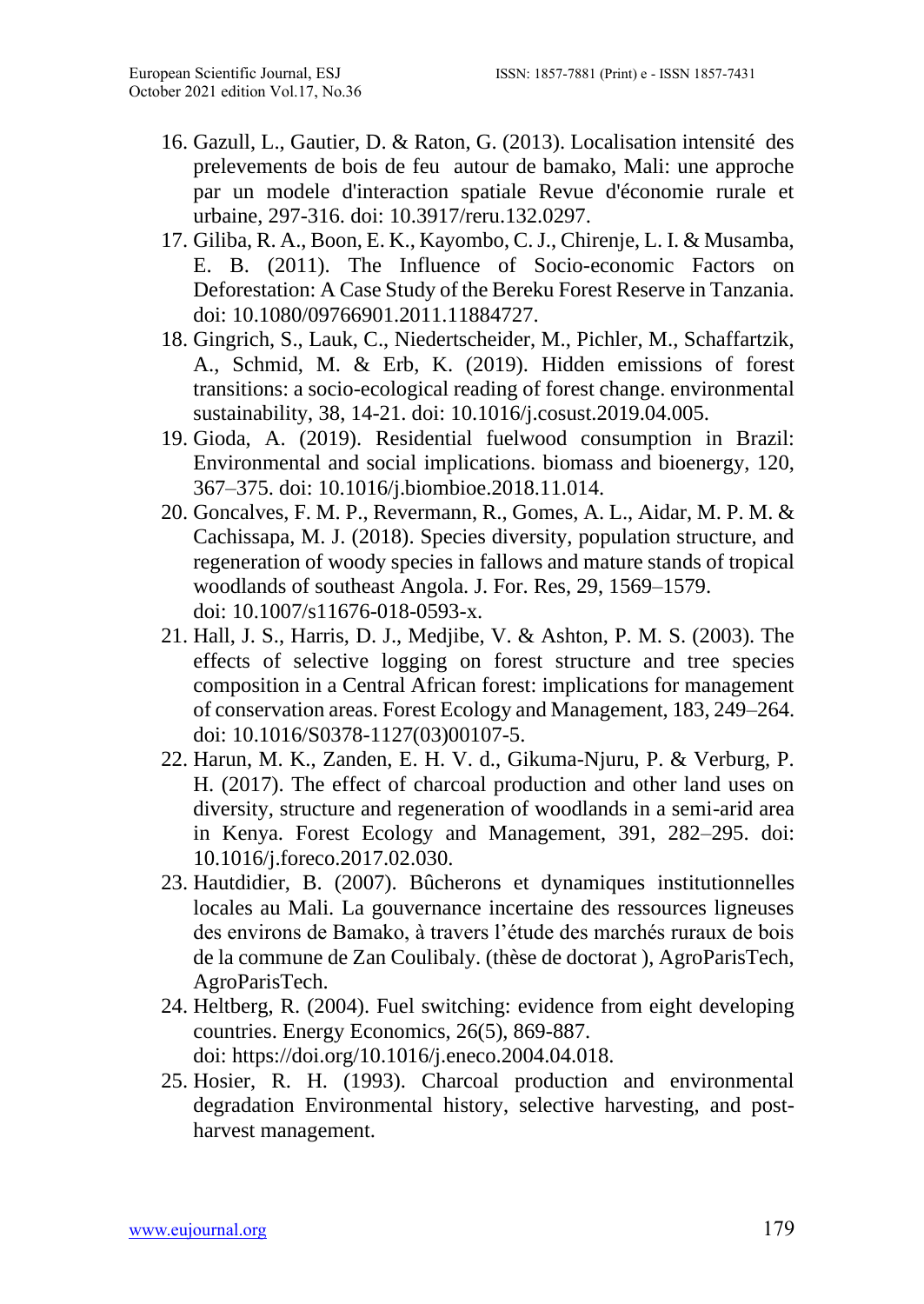16. Gazull, L., Gautier, D. & Raton, G. (2013). Localisation intensité des prelevements de bois de feu autour de bamako, Mali: une approche par un modele d'interaction spatiale Revue d'économie rurale et urbaine, 297-316. doi: 10.3917/reru.132.0297.
17. Giliba, R. A., Boon, E. K., Kayombo, C. J., Chirenje, L. I. & Musamba, E. B. (2011). The Influence of Socio-economic Factors on Deforestation: A Case Study of the Bereku Forest Reserve in Tanzania. doi: 10.1080/09766901.2011.11884727.
18. Gingrich, S., Lauk, C., Niedertscheider, M., Pichler, M., Schaffartzik, A., Schmid, M. & Erb, K. (2019). Hidden emissions of forest transitions: a socio-ecological reading of forest change. environmental sustainability, 38, 14-21. doi: 10.1016/j.cosust.2019.04.005.
19. Gioda, A. (2019). Residential fuelwood consumption in Brazil: Environmental and social implications. biomass and bioenergy, 120, 367–375. doi: 10.1016/j.biombioe.2018.11.014.
20. Goncalves, F. M. P., Revermann, R., Gomes, A. L., Aidar, M. P. M. & Cachissapa, M. J. (2018). Species diversity, population structure, and regeneration of woody species in fallows and mature stands of tropical woodlands of southeast Angola. J. For. Res, 29, 1569–1579. doi: 10.1007/s11676-018-0593-x.
21. Hall, J. S., Harris, D. J., Medjibe, V. & Ashton, P. M. S. (2003). The effects of selective logging on forest structure and tree species composition in a Central African forest: implications for management of conservation areas. Forest Ecology and Management, 183, 249–264. doi: 10.1016/S0378-1127(03)00107-5.
22. Harun, M. K., Zanden, E. H. V. d., Gikuma-Njuru, P. & Verburg, P. H. (2017). The effect of charcoal production and other land uses on diversity, structure and regeneration of woodlands in a semi-arid area in Kenya. Forest Ecology and Management, 391, 282–295. doi: 10.1016/j.foreco.2017.02.030.
23. Hautdidier, B. (2007). Bûcherons et dynamiques institutionnelles locales au Mali. La gouvernance incertaine des ressources ligneuses des environs de Bamako, à travers l'étude des marchés ruraux de bois de la commune de Zan Coulibaly. (thèse de doctorat ), AgroParisTech, AgroParisTech.
24. Heltberg, R. (2004). Fuel switching: evidence from eight developing countries. Energy Economics, 26(5), 869-887. doi: https://doi.org/10.1016/j.eneco.2004.04.018.
25. Hosier, R. H. (1993). Charcoal production and environmental degradation Environmental history, selective harvesting, and post-harvest management.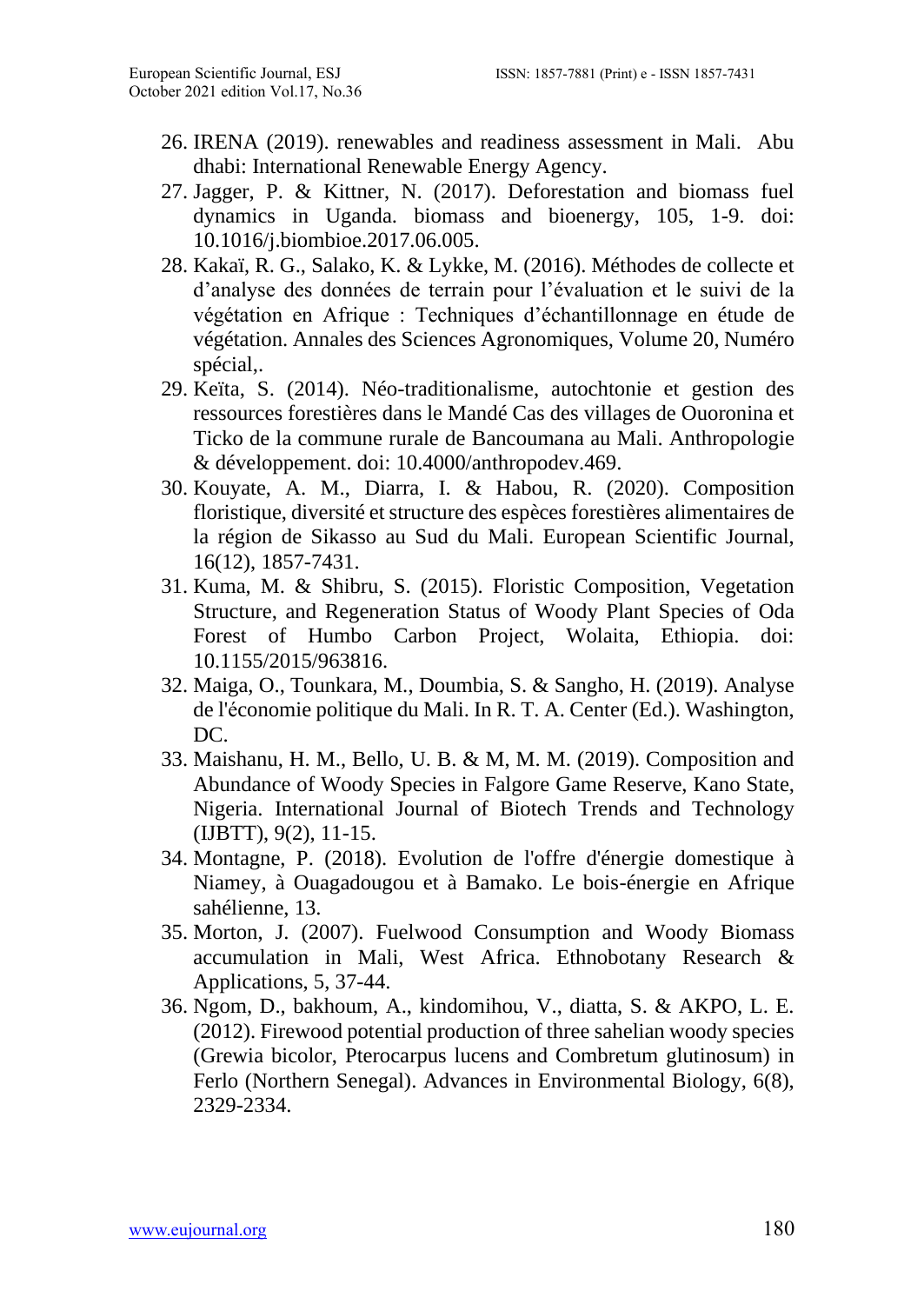26. IRENA (2019). renewables and readiness assessment in Mali. Abu dhabi: International Renewable Energy Agency.
27. Jagger, P. & Kittner, N. (2017). Deforestation and biomass fuel dynamics in Uganda. biomass and bioenergy, 105, 1-9. doi: 10.1016/j.biombioe.2017.06.005.
28. Kakaï, R. G., Salako, K. & Lykke, M. (2016). Méthodes de collecte et d'analyse des données de terrain pour l'évaluation et le suivi de la végétation en Afrique : Techniques d'échantillonnage en étude de végétation. Annales des Sciences Agronomiques, Volume 20, Numéro spécial,.
29. Keïta, S. (2014). Néo-traditionalisme, autochtonie et gestion des ressources forestières dans le Mandé Cas des villages de Ouoronina et Ticko de la commune rurale de Bancoumana au Mali. Anthropologie & développement. doi: 10.4000/anthropodev.469.
30. Kouyate, A. M., Diarra, I. & Habou, R. (2020). Composition floristique, diversité et structure des espèces forestières alimentaires de la région de Sikasso au Sud du Mali. European Scientific Journal, 16(12), 1857-7431.
31. Kuma, M. & Shibru, S. (2015). Floristic Composition, Vegetation Structure, and Regeneration Status of Woody Plant Species of Oda Forest of Humbo Carbon Project, Wolaita, Ethiopia. doi: 10.1155/2015/963816.
32. Maiga, O., Tounkara, M., Doumbia, S. & Sangho, H. (2019). Analyse de l'économie politique du Mali. In R. T. A. Center (Ed.). Washington, DC.
33. Maishanu, H. M., Bello, U. B. & M, M. M. (2019). Composition and Abundance of Woody Species in Falgore Game Reserve, Kano State, Nigeria. International Journal of Biotech Trends and Technology (IJBTT), 9(2), 11-15.
34. Montagne, P. (2018). Evolution de l'offre d'énergie domestique à Niamey, à Ouagadougou et à Bamako. Le bois-énergie en Afrique sahélienne, 13.
35. Morton, J. (2007). Fuelwood Consumption and Woody Biomass accumulation in Mali, West Africa. Ethnobotany Research & Applications, 5, 37-44.
36. Ngom, D., bakhoum, A., kindomihou, V., diatta, S. & AKPO, L. E. (2012). Firewood potential production of three sahelian woody species (Grewia bicolor, Pterocarpus lucens and Combretum glutinosum) in Ferlo (Northern Senegal). Advances in Environmental Biology, 6(8), 2329-2334.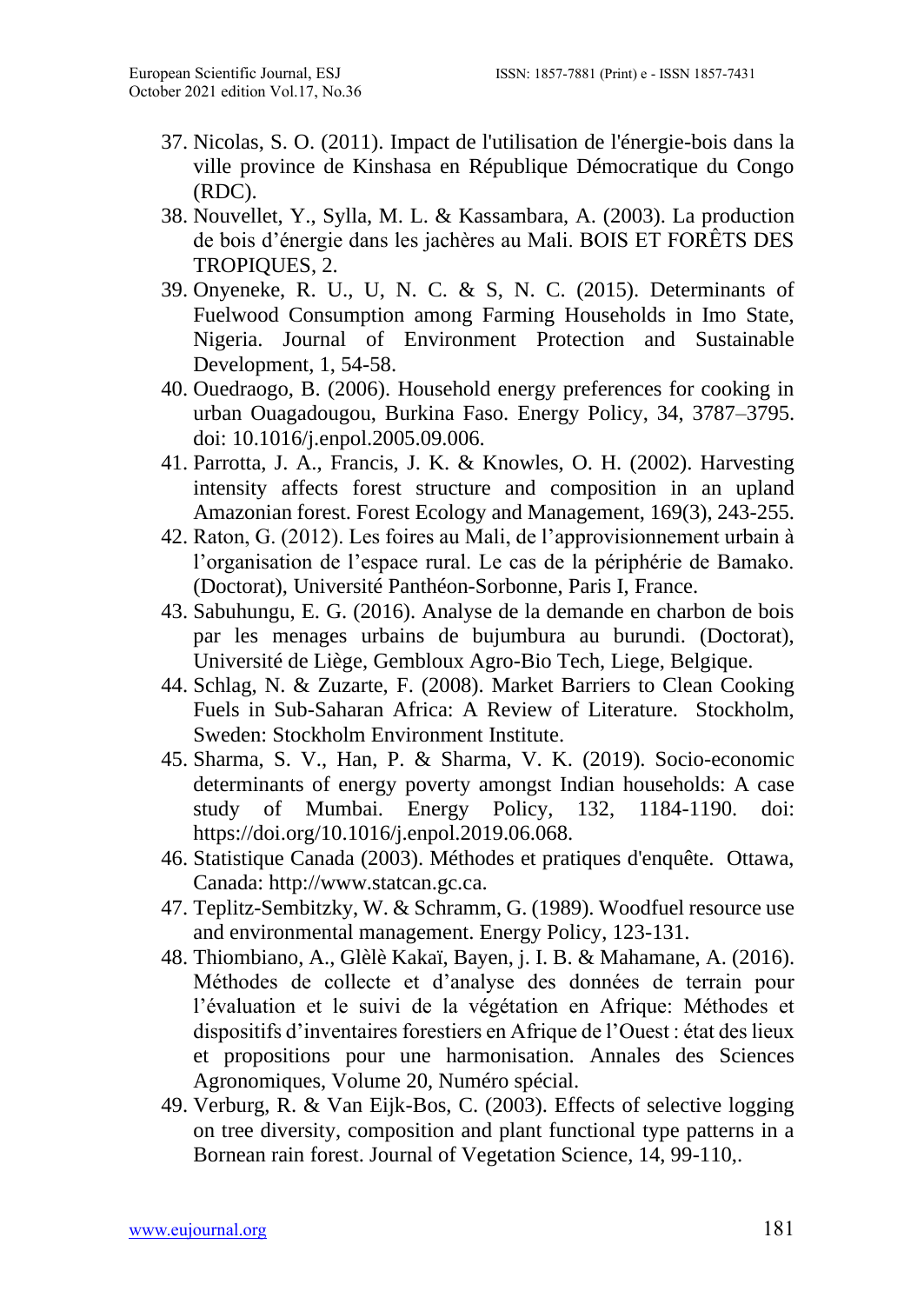37. Nicolas, S. O. (2011). Impact de l'utilisation de l'énergie-bois dans la ville province de Kinshasa en République Démocratique du Congo (RDC).
38. Nouvellet, Y., Sylla, M. L. & Kassambara, A. (2003). La production de bois d'énergie dans les jachères au Mali. BOIS ET FORÊTS DES TROPIQUES, 2.
39. Onyeneke, R. U., U, N. C. & S, N. C. (2015). Determinants of Fuelwood Consumption among Farming Households in Imo State, Nigeria. Journal of Environment Protection and Sustainable Development, 1, 54-58.
40. Ouedraogo, B. (2006). Household energy preferences for cooking in urban Ouagadougou, Burkina Faso. Energy Policy, 34, 3787–3795. doi: 10.1016/j.enpol.2005.09.006.
41. Parrotta, J. A., Francis, J. K. & Knowles, O. H. (2002). Harvesting intensity affects forest structure and composition in an upland Amazonian forest. Forest Ecology and Management, 169(3), 243-255.
42. Raton, G. (2012). Les foires au Mali, de l'approvisionnement urbain à l'organisation de l'espace rural. Le cas de la périphérie de Bamako. (Doctorat), Université Panthéon-Sorbonne, Paris I, France.
43. Sabuhungu, E. G. (2016). Analyse de la demande en charbon de bois par les menages urbains de bujumbura au burundi. (Doctorat), Université de Liège, Gembloux Agro-Bio Tech, Liege, Belgique.
44. Schlag, N. & Zuzarte, F. (2008). Market Barriers to Clean Cooking Fuels in Sub-Saharan Africa: A Review of Literature. Stockholm, Sweden: Stockholm Environment Institute.
45. Sharma, S. V., Han, P. & Sharma, V. K. (2019). Socio-economic determinants of energy poverty amongst Indian households: A case study of Mumbai. Energy Policy, 132, 1184-1190. doi: https://doi.org/10.1016/j.enpol.2019.06.068.
46. Statistique Canada (2003). Méthodes et pratiques d'enquête. Ottawa, Canada: http://www.statcan.gc.ca.
47. Teplitz-Sembitzky, W. & Schramm, G. (1989). Woodfuel resource use and environmental management. Energy Policy, 123-131.
48. Thiombiano, A., Glèlè Kakaï, Bayen, j. I. B. & Mahamane, A. (2016). Méthodes de collecte et d'analyse des données de terrain pour l'évaluation et le suivi de la végétation en Afrique: Méthodes et dispositifs d'inventaires forestiers en Afrique de l'Ouest : état des lieux et propositions pour une harmonisation. Annales des Sciences Agronomiques, Volume 20, Numéro spécial.
49. Verburg, R. & Van Eijk-Bos, C. (2003). Effects of selective logging on tree diversity, composition and plant functional type patterns in a Bornean rain forest. Journal of Vegetation Science, 14, 99-110,.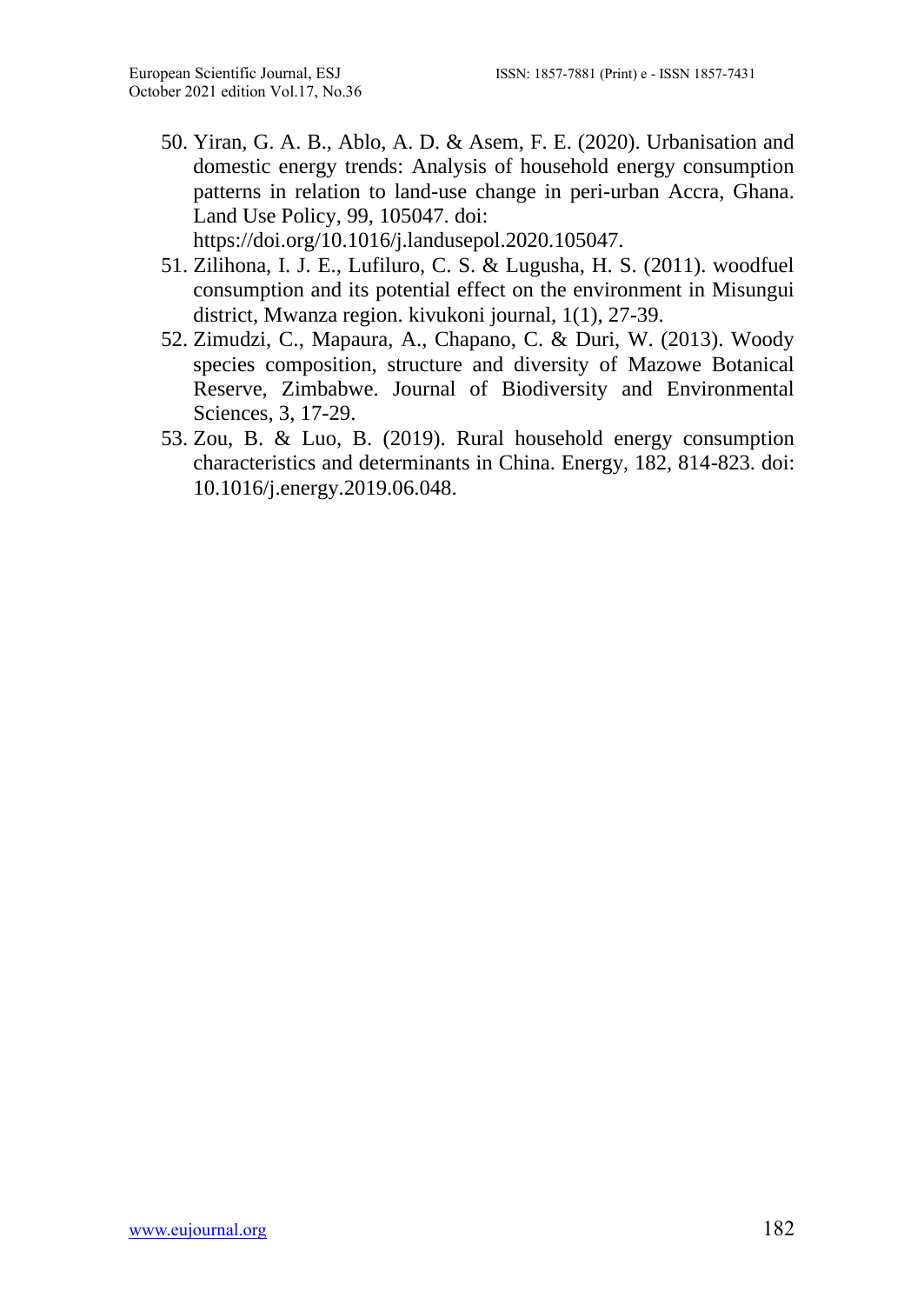50. Yiran, G. A. B., Ablo, A. D. & Asem, F. E. (2020). Urbanisation and domestic energy trends: Analysis of household energy consumption patterns in relation to land-use change in peri-urban Accra, Ghana. Land Use Policy, 99, 105047. doi: https://doi.org/10.1016/j.landusepol.2020.105047.
51. Zilihona, I. J. E., Lufiluro, C. S. & Lugusha, H. S. (2011). woodfuel consumption and its potential effect on the environment in Misungui district, Mwanza region. kivukoni journal, 1(1), 27-39.
52. Zimudzi, C., Mapaura, A., Chapano, C. & Duri, W. (2013). Woody species composition, structure and diversity of Mazowe Botanical Reserve, Zimbabwe. Journal of Biodiversity and Environmental Sciences, 3, 17-29.
53. Zou, B. & Luo, B. (2019). Rural household energy consumption characteristics and determinants in China. Energy, 182, 814-823. doi: 10.1016/j.energy.2019.06.048.